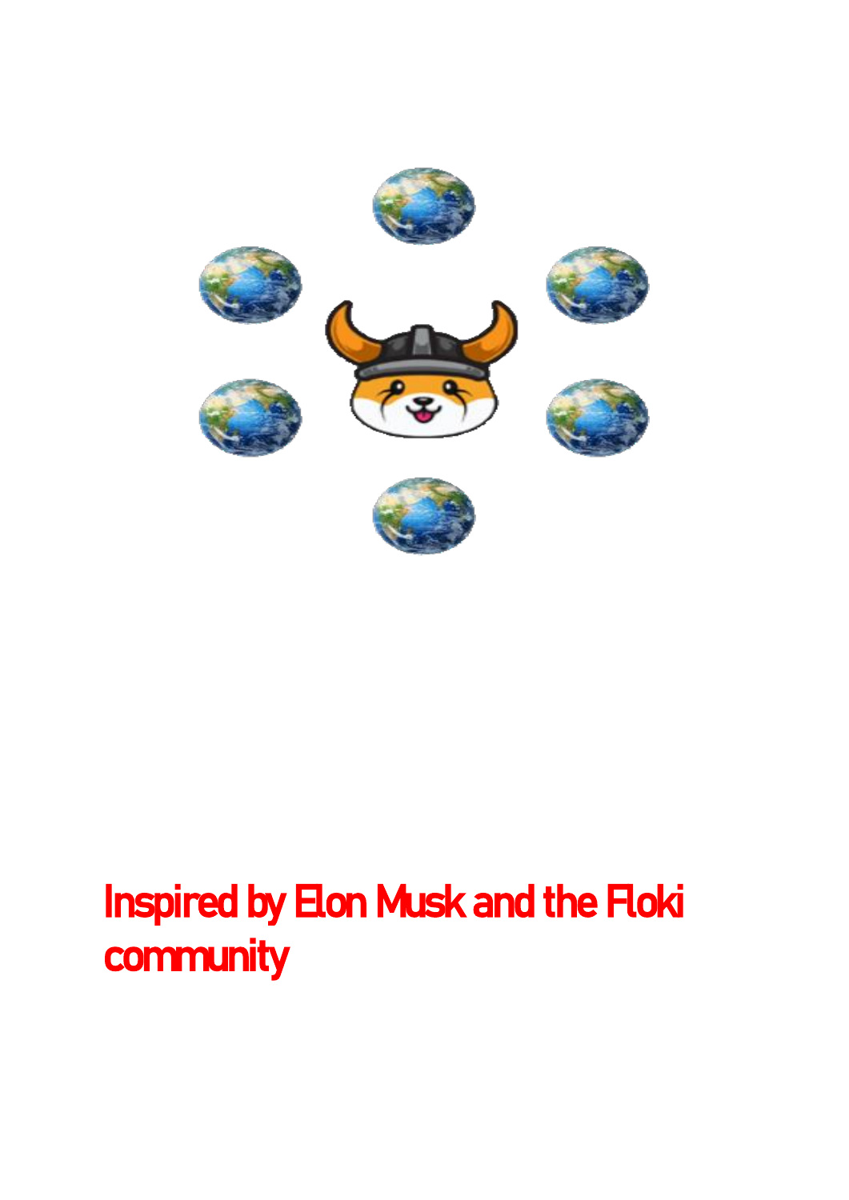Inspired by Elon Musk and the Floki community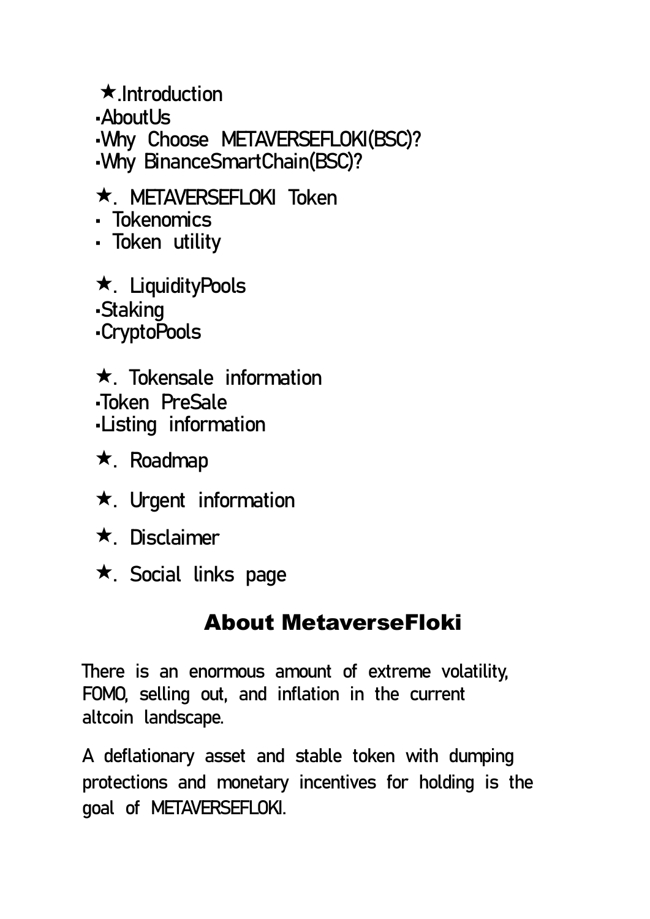★.Introduction
- AboutUs
- Why Choose METAVERSEFLOKI(BSC)?
- Why BinanceSmartChain(BSC)?

★. METAVERSEFLOKI Token
- Tokenomics
- Token utility

★. LiquidityPools
- Staking
- CryptoPools

★. Tokensale information
- Token PreSale
- Listing information

★. Roadmap

★. Urgent information

★. Disclaimer

★. Social links page

## About MetaverseFloki

There is an enormous amount of extreme volatility, FOMO, selling out, and inflation in the current altcoin landscape.

A deflationary asset and stable token with dumping protections and monetary incentives for holding is the goal of METAVERSEFLOKI.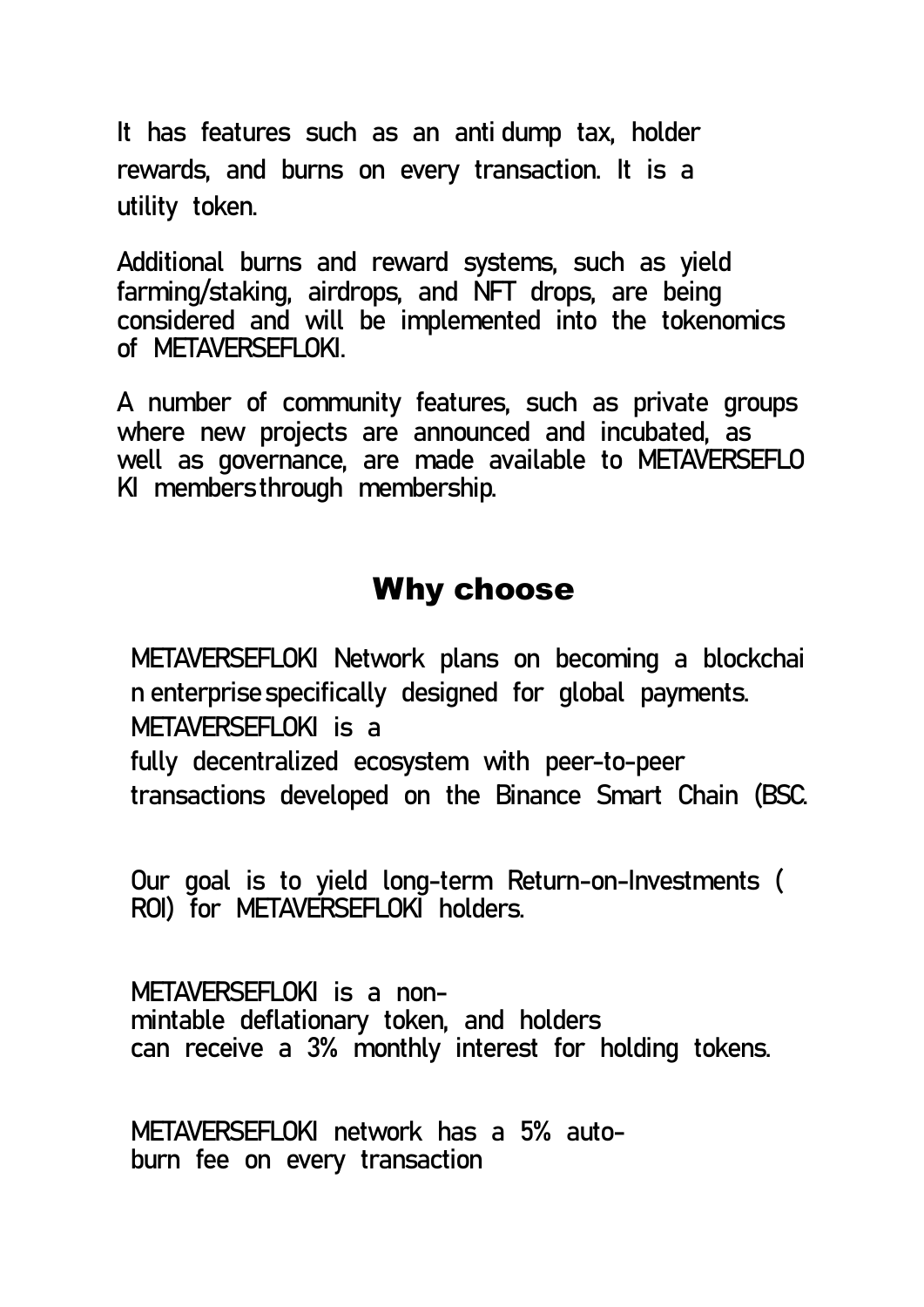It has features such as an anti dump tax, holder rewards, and burns on every transaction. It is a utility token.

Additional burns and reward systems, such as yield farming/staking, airdrops, and NFT drops, are being considered and will be implemented into the tokenomics of METAVERSEFLOKI.

A number of community features, such as private groups where new projects are announced and incubated, as well as governance, are made available to METAVERSEFLO KI members through membership.

## Why choose

METAVERSEFLOKI Network plans on becoming a blockchai n enterprise specifically designed for global payments. METAVERSEFLOKI is a fully decentralized ecosystem with peer-to-peer transactions developed on the Binance Smart Chain (BSC.

Our goal is to yield long-term Return-on-Investments ( ROI) for METAVERSEFLOKI holders.

METAVERSEFLOKI is a non-mintable deflationary token, and holders can receive a 3% monthly interest for holding tokens.

METAVERSEFLOKI network has a 5% auto-burn fee on every transaction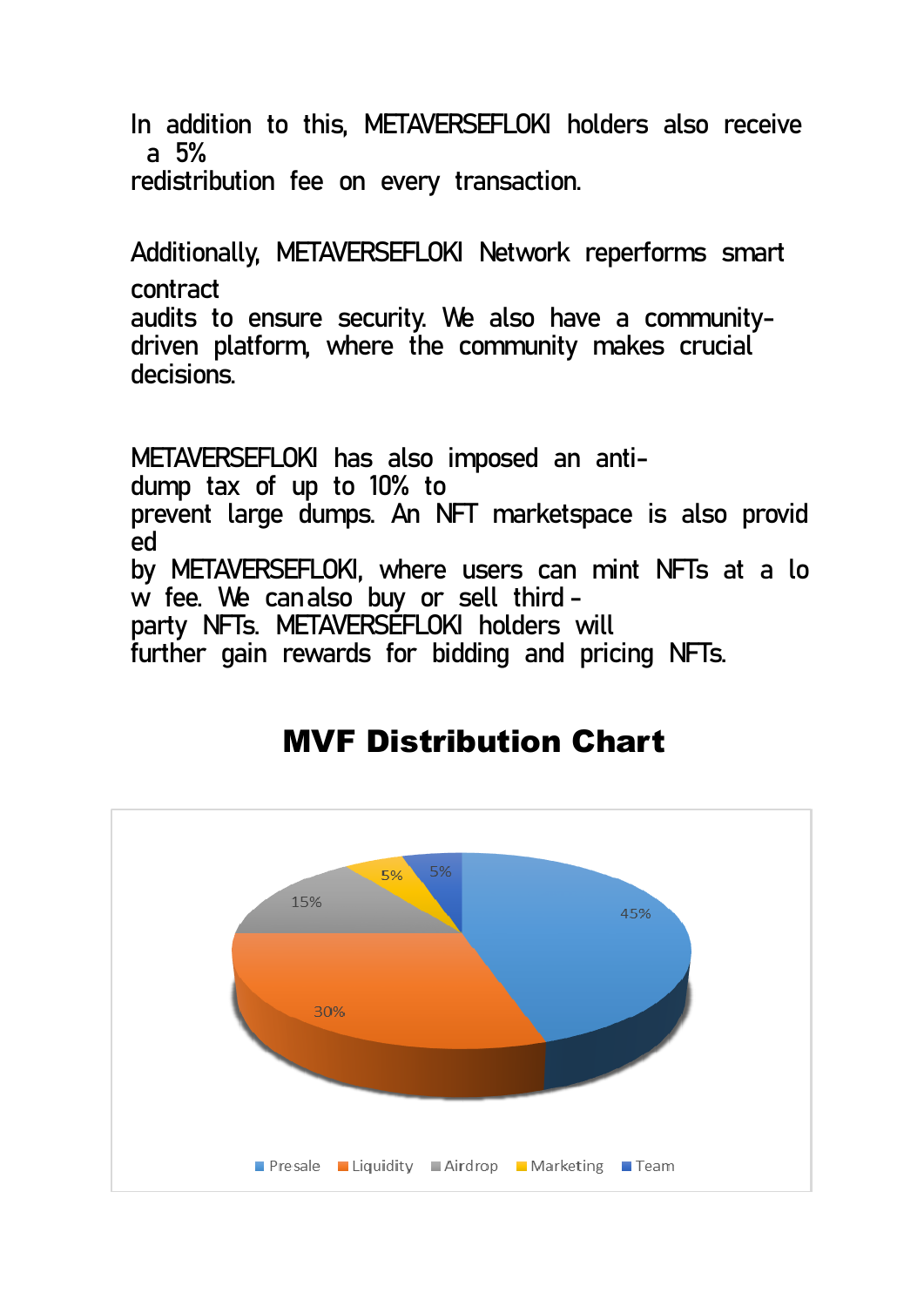In addition to this, METAVERSEFLOKI holders also receive a 5% redistribution fee on every transaction.

Additionally, METAVERSEFLOKI Network reperforms smart contract audits to ensure security. We also have a community-driven platform, where the community makes crucial decisions.

METAVERSEFLOKI has also imposed an anti-dump tax of up to 10% to prevent large dumps. An NFT marketspace is also provided by METAVERSEFLOKI, where users can mint NFTs at a low fee. We can also buy or sell third-party NFTs. METAVERSEFLOKI holders will further gain rewards for bidding and pricing NFTs.

## MVF Distribution Chart

45%
30%
15%
5%
5%

Presale
Liquidity
Airdrop
Marketing
Team